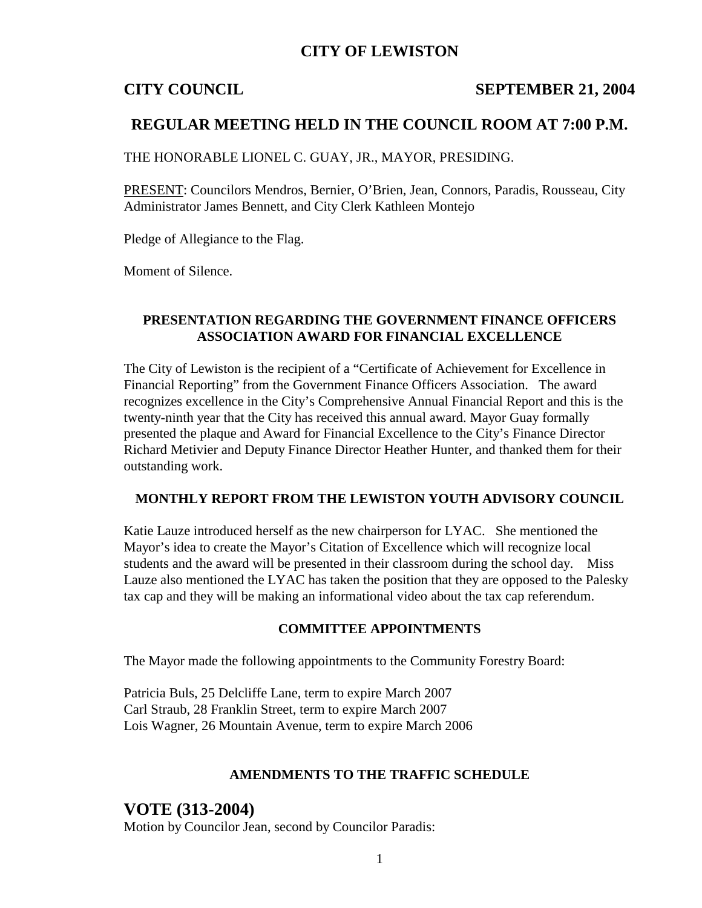# CITY OF LEWISTON

**CITY COUNCIL** **SEPTEMBER 21, 2004**

## REGULAR MEETING HELD IN THE COUNCIL ROOM AT 7:00 P.M.

THE HONORABLE LIONEL C. GUAY, JR., MAYOR, PRESIDING.

PRESENT: Councilors Mendros, Bernier, O'Brien, Jean, Connors, Paradis, Rousseau, City Administrator James Bennett, and City Clerk Kathleen Montejo

Pledge of Allegiance to the Flag.

Moment of Silence.

### PRESENTATION REGARDING THE GOVERNMENT FINANCE OFFICERS ASSOCIATION AWARD FOR FINANCIAL EXCELLENCE

The City of Lewiston is the recipient of a "Certificate of Achievement for Excellence in Financial Reporting" from the Government Finance Officers Association. The award recognizes excellence in the City's Comprehensive Annual Financial Report and this is the twenty-ninth year that the City has received this annual award. Mayor Guay formally presented the plaque and Award for Financial Excellence to the City's Finance Director Richard Metivier and Deputy Finance Director Heather Hunter, and thanked them for their outstanding work.

### MONTHLY REPORT FROM THE LEWISTON YOUTH ADVISORY COUNCIL

Katie Lauze introduced herself as the new chairperson for LYAC. She mentioned the Mayor's idea to create the Mayor's Citation of Excellence which will recognize local students and the award will be presented in their classroom during the school day. Miss Lauze also mentioned the LYAC has taken the position that they are opposed to the Palesky tax cap and they will be making an informational video about the tax cap referendum.

### COMMITTEE APPOINTMENTS

The Mayor made the following appointments to the Community Forestry Board:

Patricia Buls, 25 Delcliffe Lane, term to expire March 2007
Carl Straub, 28 Franklin Street, term to expire March 2007
Lois Wagner, 26 Mountain Avenue, term to expire March 2006

### AMENDMENTS TO THE TRAFFIC SCHEDULE

## VOTE (313-2004)

Motion by Councilor Jean, second by Councilor Paradis: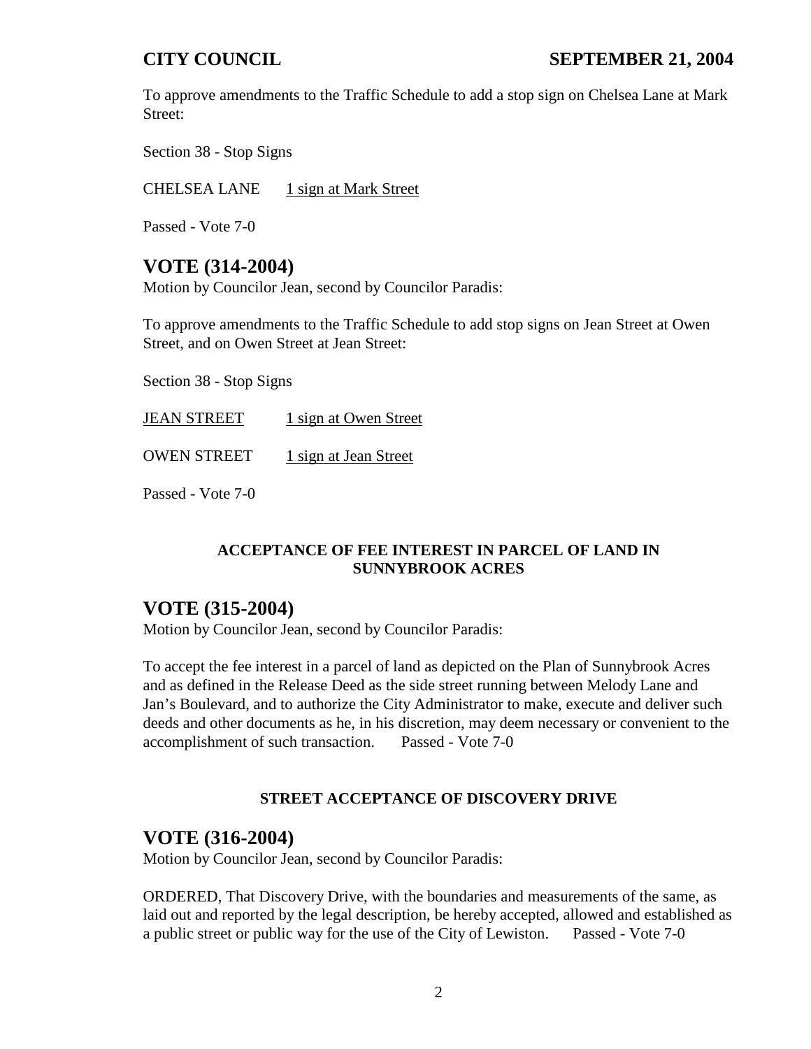To approve amendments to the Traffic Schedule to add a stop sign on Chelsea Lane at Mark Street:

Section 38 - Stop Signs

CHELSEA LANE 1 sign at Mark Street

Passed - Vote 7-0

## VOTE (314-2004)

Motion by Councilor Jean, second by Councilor Paradis:

To approve amendments to the Traffic Schedule to add stop signs on Jean Street at Owen Street, and on Owen Street at Jean Street:

Section 38 - Stop Signs

JEAN STREET 1 sign at Owen Street

OWEN STREET 1 sign at Jean Street

Passed - Vote 7-0

**ACCEPTANCE OF FEE INTEREST IN PARCEL OF LAND IN SUNNYBROOK ACRES**

## VOTE (315-2004)

Motion by Councilor Jean, second by Councilor Paradis:

To accept the fee interest in a parcel of land as depicted on the Plan of Sunnybrook Acres and as defined in the Release Deed as the side street running between Melody Lane and Jan's Boulevard, and to authorize the City Administrator to make, execute and deliver such deeds and other documents as he, in his discretion, may deem necessary or convenient to the accomplishment of such transaction. Passed - Vote 7-0

**STREET ACCEPTANCE OF DISCOVERY DRIVE**

## VOTE (316-2004)

Motion by Councilor Jean, second by Councilor Paradis:

ORDERED, That Discovery Drive, with the boundaries and measurements of the same, as laid out and reported by the legal description, be hereby accepted, allowed and established as a public street or public way for the use of the City of Lewiston. Passed - Vote 7-0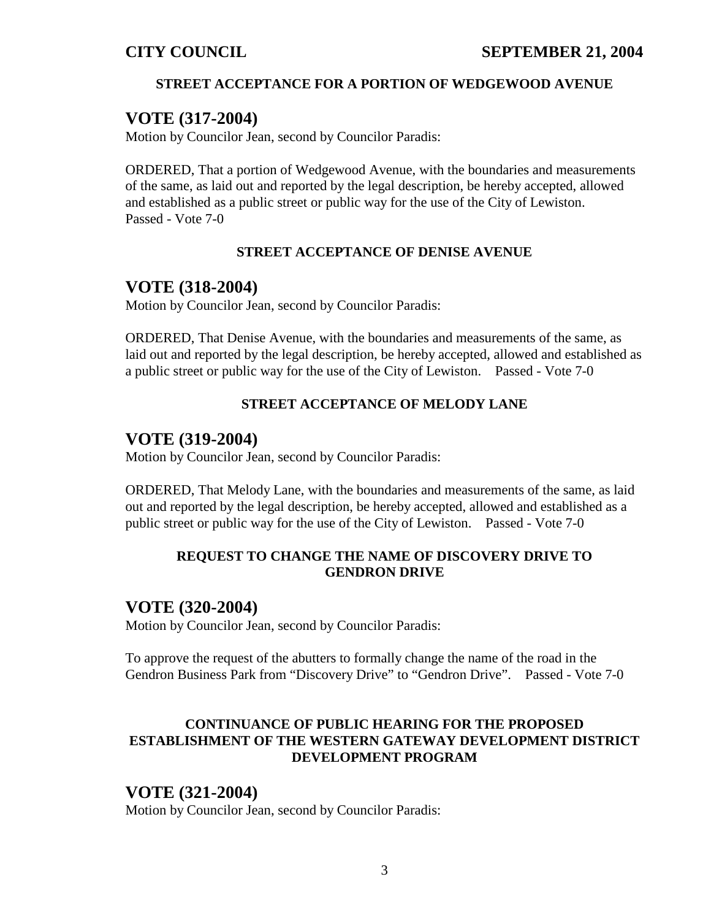### STREET ACCEPTANCE FOR A PORTION OF WEDGEWOOD AVENUE

## VOTE (317-2004)

Motion by Councilor Jean, second by Councilor Paradis:

ORDERED, That a portion of Wedgewood Avenue, with the boundaries and measurements of the same, as laid out and reported by the legal description, be hereby accepted, allowed and established as a public street or public way for the use of the City of Lewiston. Passed - Vote 7-0

### STREET ACCEPTANCE OF DENISE AVENUE

## VOTE (318-2004)

Motion by Councilor Jean, second by Councilor Paradis:

ORDERED, That Denise Avenue, with the boundaries and measurements of the same, as laid out and reported by the legal description, be hereby accepted, allowed and established as a public street or public way for the use of the City of Lewiston. Passed - Vote 7-0

### STREET ACCEPTANCE OF MELODY LANE

## VOTE (319-2004)

Motion by Councilor Jean, second by Councilor Paradis:

ORDERED, That Melody Lane, with the boundaries and measurements of the same, as laid out and reported by the legal description, be hereby accepted, allowed and established as a public street or public way for the use of the City of Lewiston. Passed - Vote 7-0

### REQUEST TO CHANGE THE NAME OF DISCOVERY DRIVE TO GENDRON DRIVE

## VOTE (320-2004)

Motion by Councilor Jean, second by Councilor Paradis:

To approve the request of the abutters to formally change the name of the road in the Gendron Business Park from "Discovery Drive" to "Gendron Drive". Passed - Vote 7-0

### CONTINUANCE OF PUBLIC HEARING FOR THE PROPOSED ESTABLISHMENT OF THE WESTERN GATEWAY DEVELOPMENT DISTRICT DEVELOPMENT PROGRAM

## VOTE (321-2004)

Motion by Councilor Jean, second by Councilor Paradis: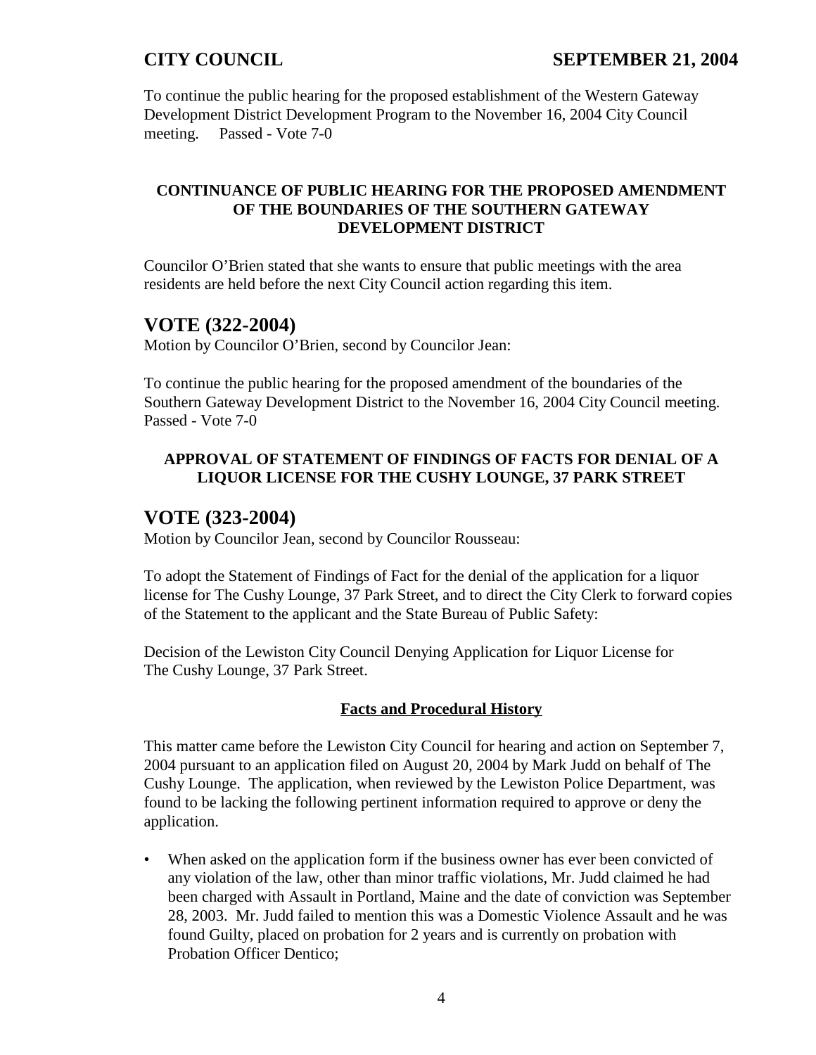To continue the public hearing for the proposed establishment of the Western Gateway Development District Development Program to the November 16, 2004 City Council meeting. Passed - Vote 7-0

**CONTINUANCE OF PUBLIC HEARING FOR THE PROPOSED AMENDMENT OF THE BOUNDARIES OF THE SOUTHERN GATEWAY DEVELOPMENT DISTRICT**

Councilor O'Brien stated that she wants to ensure that public meetings with the area residents are held before the next City Council action regarding this item.

## VOTE (322-2004)

Motion by Councilor O'Brien, second by Councilor Jean:

To continue the public hearing for the proposed amendment of the boundaries of the Southern Gateway Development District to the November 16, 2004 City Council meeting. Passed - Vote 7-0

**APPROVAL OF STATEMENT OF FINDINGS OF FACTS FOR DENIAL OF A LIQUOR LICENSE FOR THE CUSHY LOUNGE, 37 PARK STREET**

## VOTE (323-2004)

Motion by Councilor Jean, second by Councilor Rousseau:

To adopt the Statement of Findings of Fact for the denial of the application for a liquor license for The Cushy Lounge, 37 Park Street, and to direct the City Clerk to forward copies of the Statement to the applicant and the State Bureau of Public Safety:

Decision of the Lewiston City Council Denying Application for Liquor License for The Cushy Lounge, 37 Park Street.

**Facts and Procedural History**

This matter came before the Lewiston City Council for hearing and action on September 7, 2004 pursuant to an application filed on August 20, 2004 by Mark Judd on behalf of The Cushy Lounge. The application, when reviewed by the Lewiston Police Department, was found to be lacking the following pertinent information required to approve or deny the application.

- When asked on the application form if the business owner has ever been convicted of any violation of the law, other than minor traffic violations, Mr. Judd claimed he had been charged with Assault in Portland, Maine and the date of conviction was September 28, 2003. Mr. Judd failed to mention this was a Domestic Violence Assault and he was found Guilty, placed on probation for 2 years and is currently on probation with Probation Officer Dentico;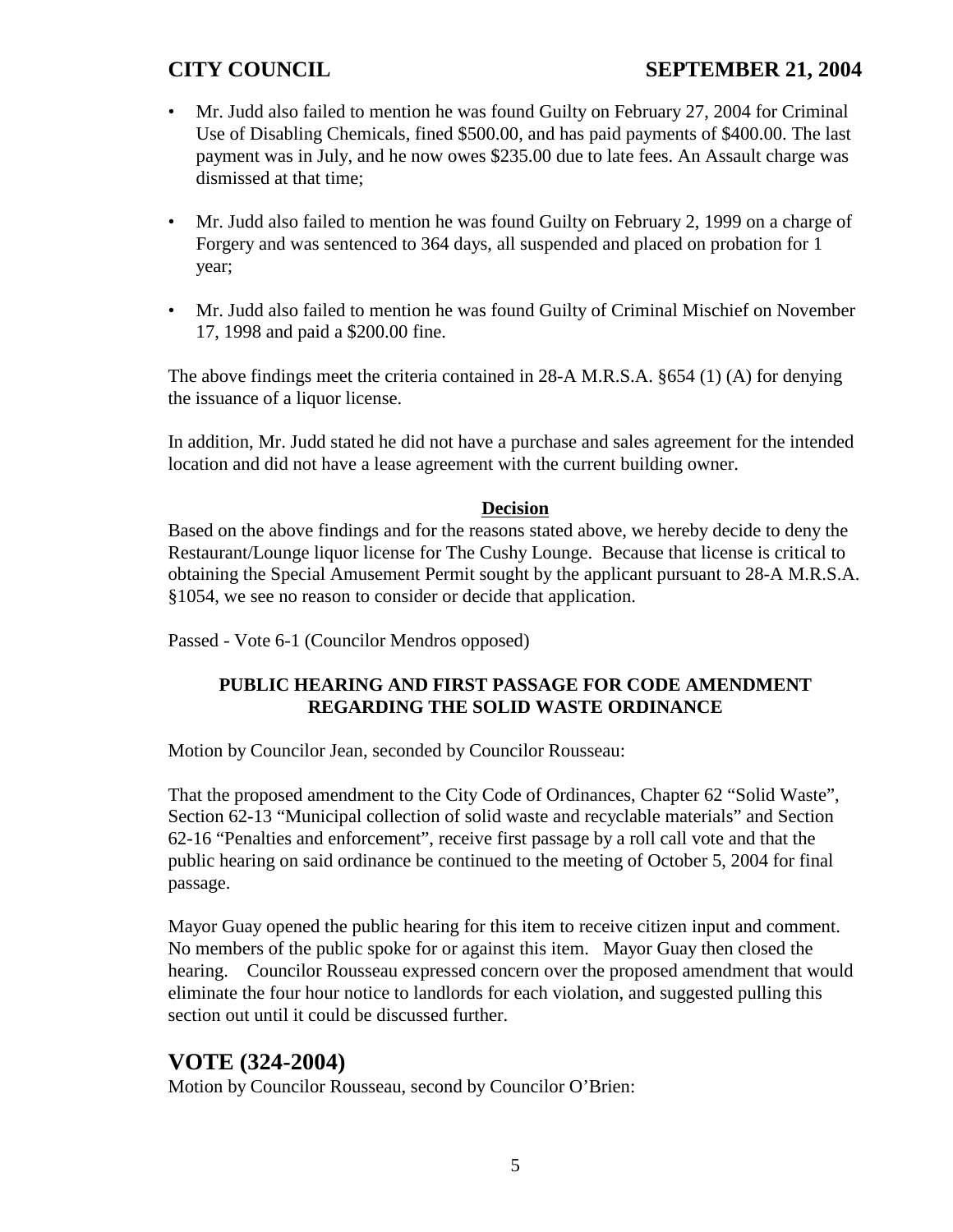- Mr. Judd also failed to mention he was found Guilty on February 27, 2004 for Criminal Use of Disabling Chemicals, fined $500.00, and has paid payments of $400.00. The last payment was in July, and he now owes $235.00 due to late fees. An Assault charge was dismissed at that time;

- Mr. Judd also failed to mention he was found Guilty on February 2, 1999 on a charge of Forgery and was sentenced to 364 days, all suspended and placed on probation for 1 year;

- Mr. Judd also failed to mention he was found Guilty of Criminal Mischief on November 17, 1998 and paid a $200.00 fine.

The above findings meet the criteria contained in 28-A M.R.S.A. §654 (1) (A) for denying the issuance of a liquor license.

In addition, Mr. Judd stated he did not have a purchase and sales agreement for the intended location and did not have a lease agreement with the current building owner.

**Decision**

Based on the above findings and for the reasons stated above, we hereby decide to deny the Restaurant/Lounge liquor license for The Cushy Lounge. Because that license is critical to obtaining the Special Amusement Permit sought by the applicant pursuant to 28-A M.R.S.A. §1054, we see no reason to consider or decide that application.

Passed - Vote 6-1 (Councilor Mendros opposed)

**PUBLIC HEARING AND FIRST PASSAGE FOR CODE AMENDMENT REGARDING THE SOLID WASTE ORDINANCE**

Motion by Councilor Jean, seconded by Councilor Rousseau:

That the proposed amendment to the City Code of Ordinances, Chapter 62 "Solid Waste", Section 62-13 "Municipal collection of solid waste and recyclable materials" and Section 62-16 "Penalties and enforcement", receive first passage by a roll call vote and that the public hearing on said ordinance be continued to the meeting of October 5, 2004 for final passage.

Mayor Guay opened the public hearing for this item to receive citizen input and comment. No members of the public spoke for or against this item. Mayor Guay then closed the hearing. Councilor Rousseau expressed concern over the proposed amendment that would eliminate the four hour notice to landlords for each violation, and suggested pulling this section out until it could be discussed further.

## VOTE (324-2004)

Motion by Councilor Rousseau, second by Councilor O'Brien: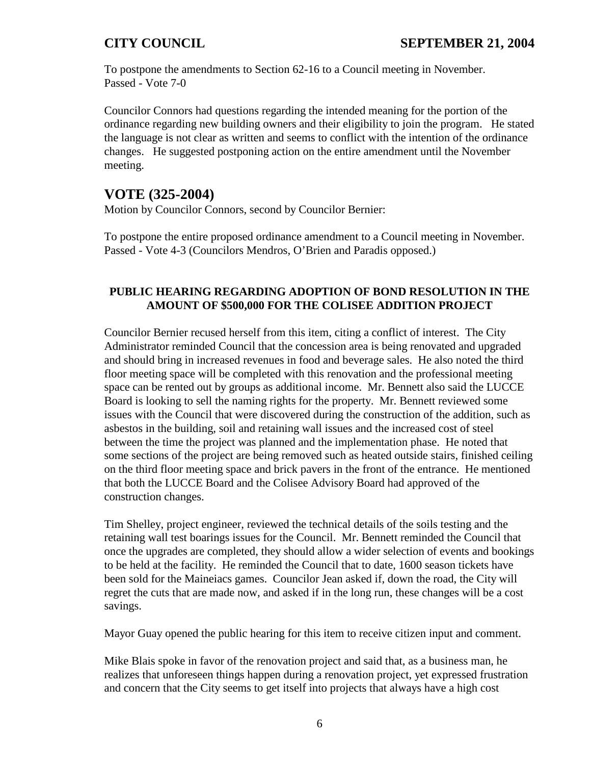To postpone the amendments to Section 62-16 to a Council meeting in November.
Passed - Vote 7-0

Councilor Connors had questions regarding the intended meaning for the portion of the ordinance regarding new building owners and their eligibility to join the program. He stated the language is not clear as written and seems to conflict with the intention of the ordinance changes. He suggested postponing action on the entire amendment until the November meeting.

## VOTE (325-2004)

Motion by Councilor Connors, second by Councilor Bernier:

To postpone the entire proposed ordinance amendment to a Council meeting in November.
Passed - Vote 4-3 (Councilors Mendros, O'Brien and Paradis opposed.)

### PUBLIC HEARING REGARDING ADOPTION OF BOND RESOLUTION IN THE AMOUNT OF $500,000 FOR THE COLISEE ADDITION PROJECT

Councilor Bernier recused herself from this item, citing a conflict of interest. The City Administrator reminded Council that the concession area is being renovated and upgraded and should bring in increased revenues in food and beverage sales. He also noted the third floor meeting space will be completed with this renovation and the professional meeting space can be rented out by groups as additional income. Mr. Bennett also said the LUCCE Board is looking to sell the naming rights for the property. Mr. Bennett reviewed some issues with the Council that were discovered during the construction of the addition, such as asbestos in the building, soil and retaining wall issues and the increased cost of steel between the time the project was planned and the implementation phase. He noted that some sections of the project are being removed such as heated outside stairs, finished ceiling on the third floor meeting space and brick pavers in the front of the entrance. He mentioned that both the LUCCE Board and the Colisee Advisory Board had approved of the construction changes.

Tim Shelley, project engineer, reviewed the technical details of the soils testing and the retaining wall test boarings issues for the Council. Mr. Bennett reminded the Council that once the upgrades are completed, they should allow a wider selection of events and bookings to be held at the facility. He reminded the Council that to date, 1600 season tickets have been sold for the Maineiacs games. Councilor Jean asked if, down the road, the City will regret the cuts that are made now, and asked if in the long run, these changes will be a cost savings.

Mayor Guay opened the public hearing for this item to receive citizen input and comment.

Mike Blais spoke in favor of the renovation project and said that, as a business man, he realizes that unforeseen things happen during a renovation project, yet expressed frustration and concern that the City seems to get itself into projects that always have a high cost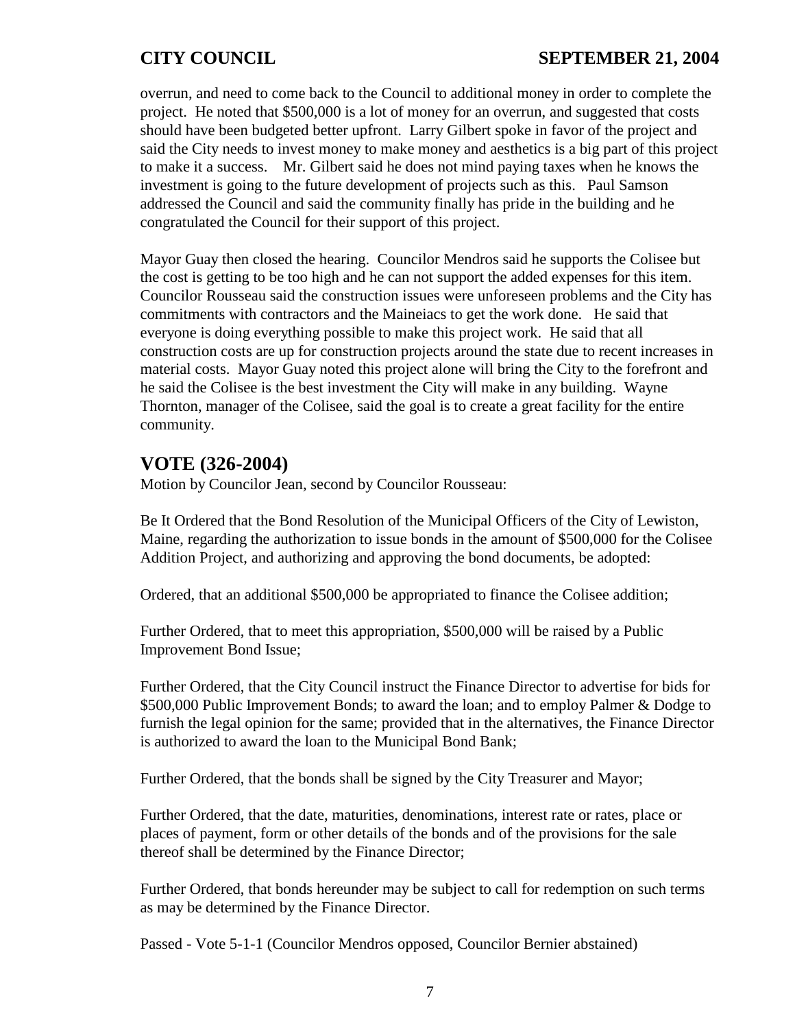overrun, and need to come back to the Council to additional money in order to complete the project. He noted that $500,000 is a lot of money for an overrun, and suggested that costs should have been budgeted better upfront. Larry Gilbert spoke in favor of the project and said the City needs to invest money to make money and aesthetics is a big part of this project to make it a success. Mr. Gilbert said he does not mind paying taxes when he knows the investment is going to the future development of projects such as this. Paul Samson addressed the Council and said the community finally has pride in the building and he congratulated the Council for their support of this project.

Mayor Guay then closed the hearing. Councilor Mendros said he supports the Colisee but the cost is getting to be too high and he can not support the added expenses for this item. Councilor Rousseau said the construction issues were unforeseen problems and the City has commitments with contractors and the Maineiacs to get the work done. He said that everyone is doing everything possible to make this project work. He said that all construction costs are up for construction projects around the state due to recent increases in material costs. Mayor Guay noted this project alone will bring the City to the forefront and he said the Colisee is the best investment the City will make in any building. Wayne Thornton, manager of the Colisee, said the goal is to create a great facility for the entire community.

## VOTE (326-2004)

Motion by Councilor Jean, second by Councilor Rousseau:

Be It Ordered that the Bond Resolution of the Municipal Officers of the City of Lewiston, Maine, regarding the authorization to issue bonds in the amount of $500,000 for the Colisee Addition Project, and authorizing and approving the bond documents, be adopted:

Ordered, that an additional $500,000 be appropriated to finance the Colisee addition;

Further Ordered, that to meet this appropriation, $500,000 will be raised by a Public Improvement Bond Issue;

Further Ordered, that the City Council instruct the Finance Director to advertise for bids for $500,000 Public Improvement Bonds; to award the loan; and to employ Palmer & Dodge to furnish the legal opinion for the same; provided that in the alternatives, the Finance Director is authorized to award the loan to the Municipal Bond Bank;

Further Ordered, that the bonds shall be signed by the City Treasurer and Mayor;

Further Ordered, that the date, maturities, denominations, interest rate or rates, place or places of payment, form or other details of the bonds and of the provisions for the sale thereof shall be determined by the Finance Director;

Further Ordered, that bonds hereunder may be subject to call for redemption on such terms as may be determined by the Finance Director.

Passed - Vote 5-1-1 (Councilor Mendros opposed, Councilor Bernier abstained)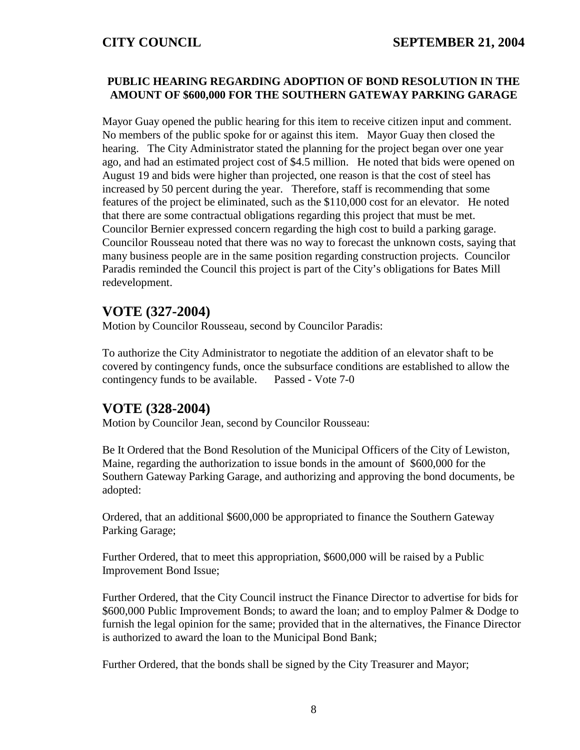**PUBLIC HEARING REGARDING ADOPTION OF BOND RESOLUTION IN THE AMOUNT OF $600,000 FOR THE SOUTHERN GATEWAY PARKING GARAGE**

Mayor Guay opened the public hearing for this item to receive citizen input and comment. No members of the public spoke for or against this item. Mayor Guay then closed the hearing. The City Administrator stated the planning for the project began over one year ago, and had an estimated project cost of $4.5 million. He noted that bids were opened on August 19 and bids were higher than projected, one reason is that the cost of steel has increased by 50 percent during the year. Therefore, staff is recommending that some features of the project be eliminated, such as the $110,000 cost for an elevator. He noted that there are some contractual obligations regarding this project that must be met. Councilor Bernier expressed concern regarding the high cost to build a parking garage. Councilor Rousseau noted that there was no way to forecast the unknown costs, saying that many business people are in the same position regarding construction projects. Councilor Paradis reminded the Council this project is part of the City's obligations for Bates Mill redevelopment.

## VOTE (327-2004)

Motion by Councilor Rousseau, second by Councilor Paradis:

To authorize the City Administrator to negotiate the addition of an elevator shaft to be covered by contingency funds, once the subsurface conditions are established to allow the contingency funds to be available. Passed - Vote 7-0

## VOTE (328-2004)

Motion by Councilor Jean, second by Councilor Rousseau:

Be It Ordered that the Bond Resolution of the Municipal Officers of the City of Lewiston, Maine, regarding the authorization to issue bonds in the amount of $600,000 for the Southern Gateway Parking Garage, and authorizing and approving the bond documents, be adopted:

Ordered, that an additional $600,000 be appropriated to finance the Southern Gateway Parking Garage;

Further Ordered, that to meet this appropriation, $600,000 will be raised by a Public Improvement Bond Issue;

Further Ordered, that the City Council instruct the Finance Director to advertise for bids for $600,000 Public Improvement Bonds; to award the loan; and to employ Palmer & Dodge to furnish the legal opinion for the same; provided that in the alternatives, the Finance Director is authorized to award the loan to the Municipal Bond Bank;

Further Ordered, that the bonds shall be signed by the City Treasurer and Mayor;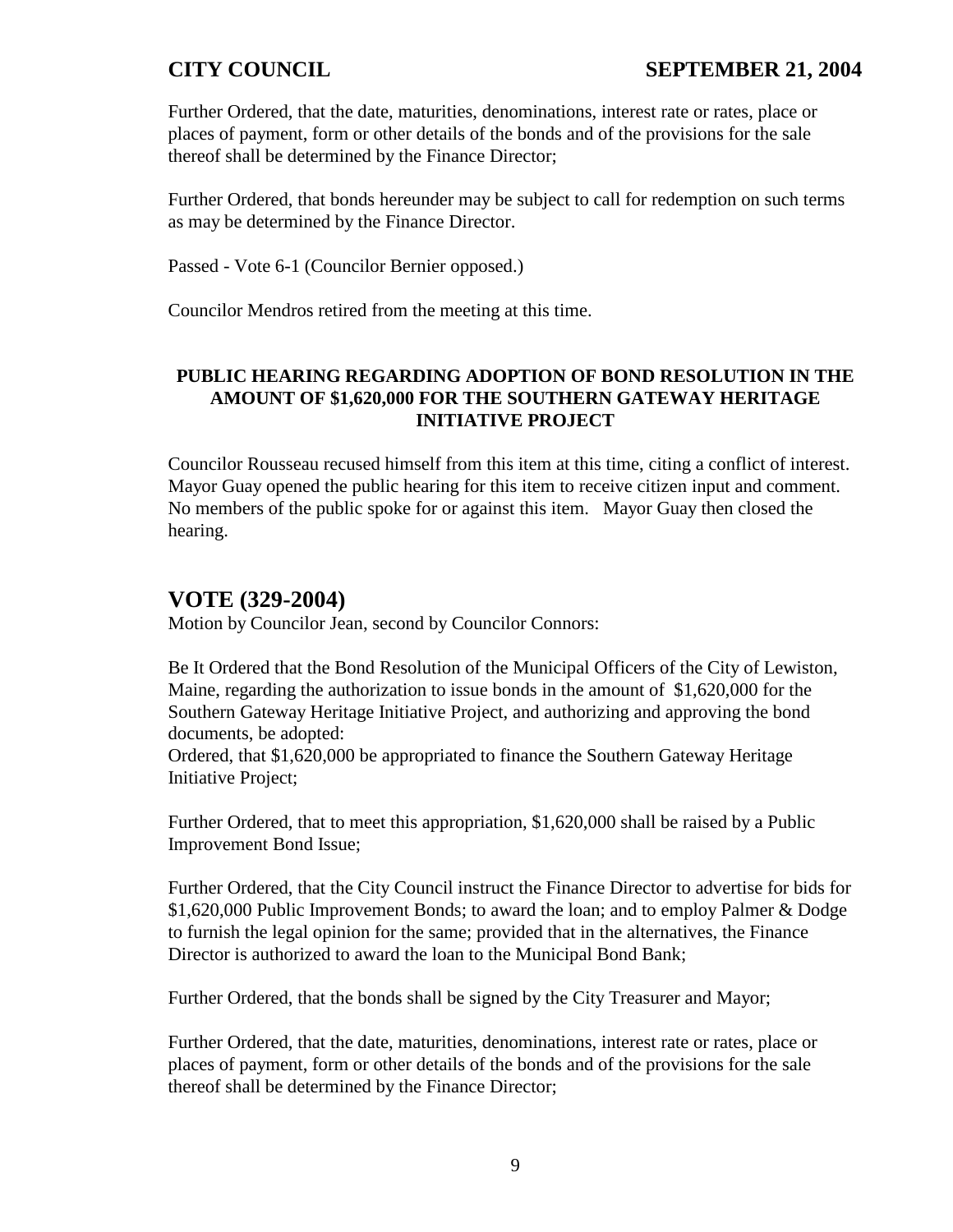Further Ordered, that the date, maturities, denominations, interest rate or rates, place or places of payment, form or other details of the bonds and of the provisions for the sale thereof shall be determined by the Finance Director;

Further Ordered, that bonds hereunder may be subject to call for redemption on such terms as may be determined by the Finance Director.

Passed - Vote 6-1 (Councilor Bernier opposed.)

Councilor Mendros retired from the meeting at this time.

**PUBLIC HEARING REGARDING ADOPTION OF BOND RESOLUTION IN THE AMOUNT OF $1,620,000 FOR THE SOUTHERN GATEWAY HERITAGE INITIATIVE PROJECT**

Councilor Rousseau recused himself from this item at this time, citing a conflict of interest. Mayor Guay opened the public hearing for this item to receive citizen input and comment. No members of the public spoke for or against this item. Mayor Guay then closed the hearing.

## VOTE (329-2004)

Motion by Councilor Jean, second by Councilor Connors:

Be It Ordered that the Bond Resolution of the Municipal Officers of the City of Lewiston, Maine, regarding the authorization to issue bonds in the amount of $1,620,000 for the Southern Gateway Heritage Initiative Project, and authorizing and approving the bond documents, be adopted:
Ordered, that $1,620,000 be appropriated to finance the Southern Gateway Heritage Initiative Project;

Further Ordered, that to meet this appropriation, $1,620,000 shall be raised by a Public Improvement Bond Issue;

Further Ordered, that the City Council instruct the Finance Director to advertise for bids for $1,620,000 Public Improvement Bonds; to award the loan; and to employ Palmer & Dodge to furnish the legal opinion for the same; provided that in the alternatives, the Finance Director is authorized to award the loan to the Municipal Bond Bank;

Further Ordered, that the bonds shall be signed by the City Treasurer and Mayor;

Further Ordered, that the date, maturities, denominations, interest rate or rates, place or places of payment, form or other details of the bonds and of the provisions for the sale thereof shall be determined by the Finance Director;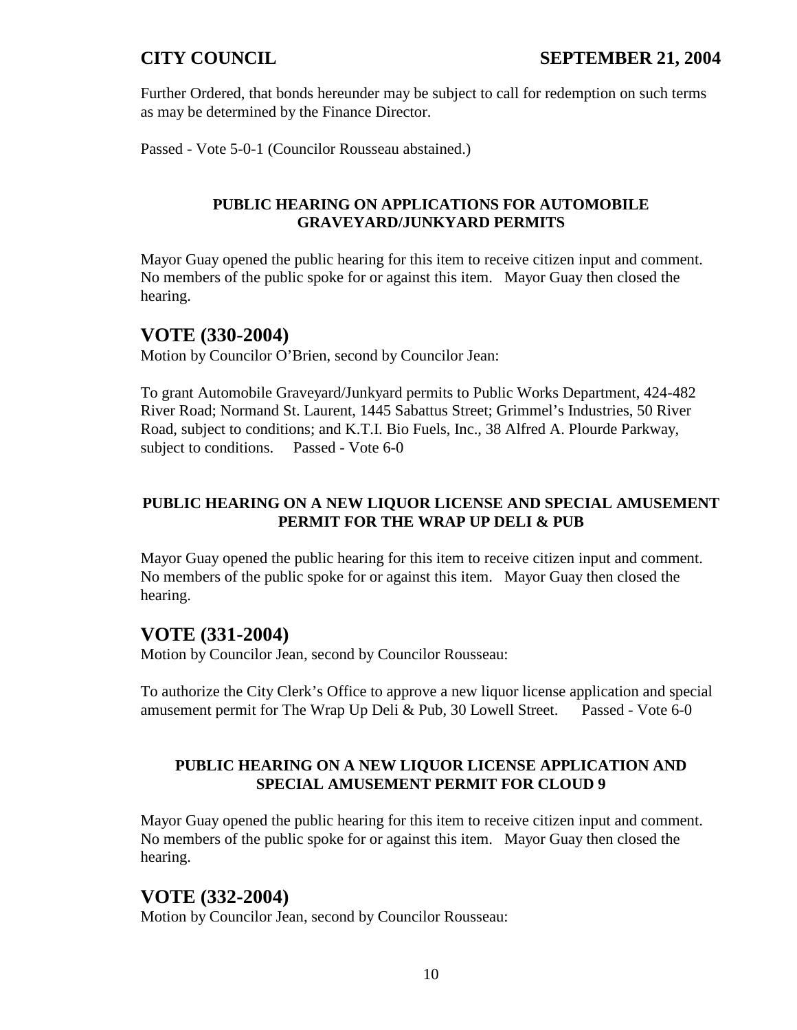Further Ordered, that bonds hereunder may be subject to call for redemption on such terms as may be determined by the Finance Director.

Passed - Vote 5-0-1 (Councilor Rousseau abstained.)

**PUBLIC HEARING ON APPLICATIONS FOR AUTOMOBILE GRAVEYARD/JUNKYARD PERMITS**

Mayor Guay opened the public hearing for this item to receive citizen input and comment. No members of the public spoke for or against this item. Mayor Guay then closed the hearing.

## VOTE (330-2004)

Motion by Councilor O'Brien, second by Councilor Jean:

To grant Automobile Graveyard/Junkyard permits to Public Works Department, 424-482 River Road; Normand St. Laurent, 1445 Sabattus Street; Grimmel's Industries, 50 River Road, subject to conditions; and K.T.I. Bio Fuels, Inc., 38 Alfred A. Plourde Parkway, subject to conditions. Passed - Vote 6-0

**PUBLIC HEARING ON A NEW LIQUOR LICENSE AND SPECIAL AMUSEMENT PERMIT FOR THE WRAP UP DELI & PUB**

Mayor Guay opened the public hearing for this item to receive citizen input and comment. No members of the public spoke for or against this item. Mayor Guay then closed the hearing.

## VOTE (331-2004)

Motion by Councilor Jean, second by Councilor Rousseau:

To authorize the City Clerk's Office to approve a new liquor license application and special amusement permit for The Wrap Up Deli & Pub, 30 Lowell Street. Passed - Vote 6-0

**PUBLIC HEARING ON A NEW LIQUOR LICENSE APPLICATION AND SPECIAL AMUSEMENT PERMIT FOR CLOUD 9**

Mayor Guay opened the public hearing for this item to receive citizen input and comment. No members of the public spoke for or against this item. Mayor Guay then closed the hearing.

## VOTE (332-2004)

Motion by Councilor Jean, second by Councilor Rousseau: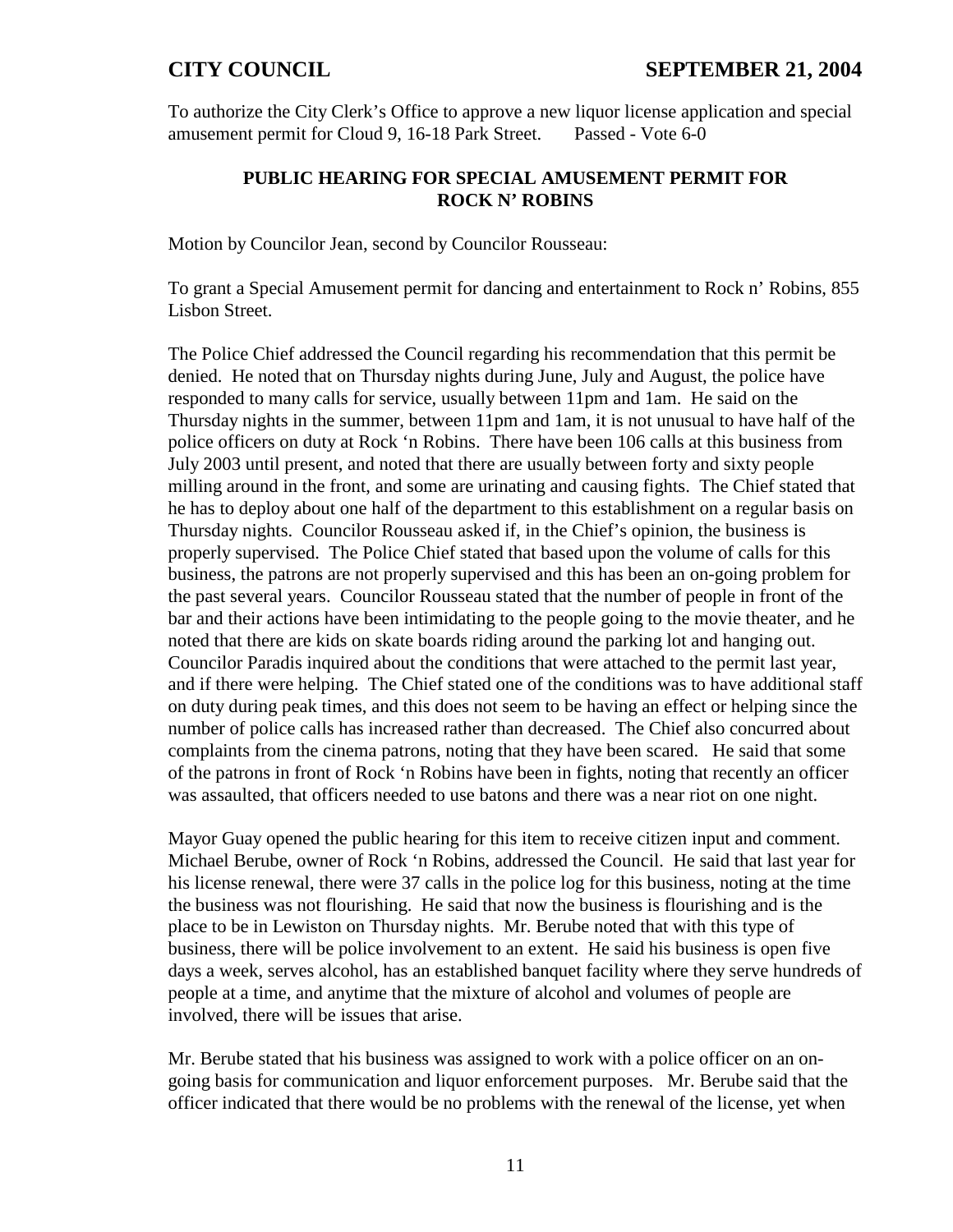To authorize the City Clerk's Office to approve a new liquor license application and special amusement permit for Cloud 9, 16-18 Park Street. Passed - Vote 6-0

**PUBLIC HEARING FOR SPECIAL AMUSEMENT PERMIT FOR ROCK N' ROBINS**

Motion by Councilor Jean, second by Councilor Rousseau:

To grant a Special Amusement permit for dancing and entertainment to Rock n' Robins, 855 Lisbon Street.

The Police Chief addressed the Council regarding his recommendation that this permit be denied. He noted that on Thursday nights during June, July and August, the police have responded to many calls for service, usually between 11pm and 1am. He said on the Thursday nights in the summer, between 11pm and 1am, it is not unusual to have half of the police officers on duty at Rock 'n Robins. There have been 106 calls at this business from July 2003 until present, and noted that there are usually between forty and sixty people milling around in the front, and some are urinating and causing fights. The Chief stated that he has to deploy about one half of the department to this establishment on a regular basis on Thursday nights. Councilor Rousseau asked if, in the Chief's opinion, the business is properly supervised. The Police Chief stated that based upon the volume of calls for this business, the patrons are not properly supervised and this has been an on-going problem for the past several years. Councilor Rousseau stated that the number of people in front of the bar and their actions have been intimidating to the people going to the movie theater, and he noted that there are kids on skate boards riding around the parking lot and hanging out. Councilor Paradis inquired about the conditions that were attached to the permit last year, and if there were helping. The Chief stated one of the conditions was to have additional staff on duty during peak times, and this does not seem to be having an effect or helping since the number of police calls has increased rather than decreased. The Chief also concurred about complaints from the cinema patrons, noting that they have been scared. He said that some of the patrons in front of Rock 'n Robins have been in fights, noting that recently an officer was assaulted, that officers needed to use batons and there was a near riot on one night.

Mayor Guay opened the public hearing for this item to receive citizen input and comment. Michael Berube, owner of Rock 'n Robins, addressed the Council. He said that last year for his license renewal, there were 37 calls in the police log for this business, noting at the time the business was not flourishing. He said that now the business is flourishing and is the place to be in Lewiston on Thursday nights. Mr. Berube noted that with this type of business, there will be police involvement to an extent. He said his business is open five days a week, serves alcohol, has an established banquet facility where they serve hundreds of people at a time, and anytime that the mixture of alcohol and volumes of people are involved, there will be issues that arise.

Mr. Berube stated that his business was assigned to work with a police officer on an on-going basis for communication and liquor enforcement purposes. Mr. Berube said that the officer indicated that there would be no problems with the renewal of the license, yet when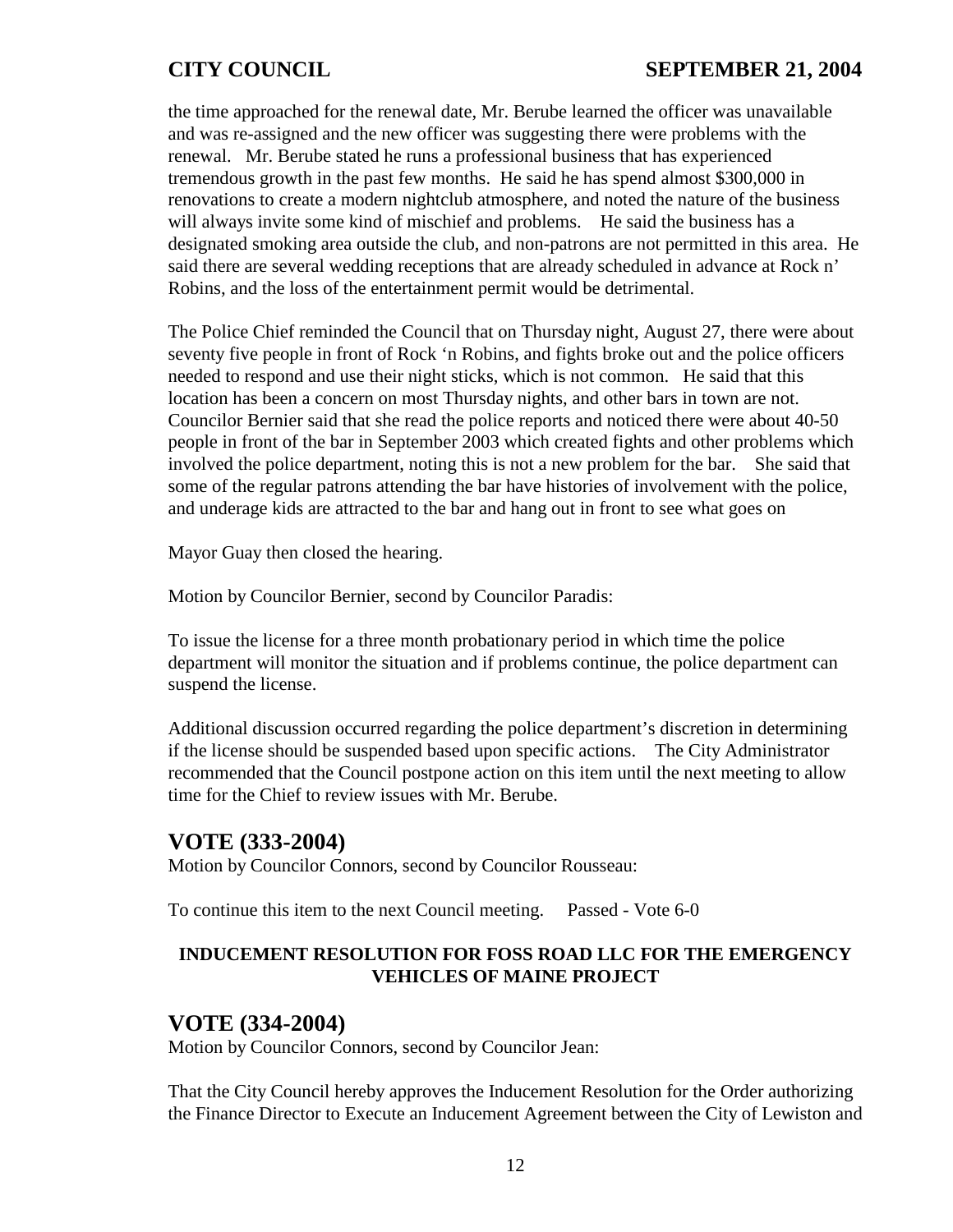the time approached for the renewal date, Mr. Berube learned the officer was unavailable and was re-assigned and the new officer was suggesting there were problems with the renewal. Mr. Berube stated he runs a professional business that has experienced tremendous growth in the past few months. He said he has spend almost $300,000 in renovations to create a modern nightclub atmosphere, and noted the nature of the business will always invite some kind of mischief and problems. He said the business has a designated smoking area outside the club, and non-patrons are not permitted in this area. He said there are several wedding receptions that are already scheduled in advance at Rock n' Robins, and the loss of the entertainment permit would be detrimental.

The Police Chief reminded the Council that on Thursday night, August 27, there were about seventy five people in front of Rock 'n Robins, and fights broke out and the police officers needed to respond and use their night sticks, which is not common. He said that this location has been a concern on most Thursday nights, and other bars in town are not. Councilor Bernier said that she read the police reports and noticed there were about 40-50 people in front of the bar in September 2003 which created fights and other problems which involved the police department, noting this is not a new problem for the bar. She said that some of the regular patrons attending the bar have histories of involvement with the police, and underage kids are attracted to the bar and hang out in front to see what goes on

Mayor Guay then closed the hearing.

Motion by Councilor Bernier, second by Councilor Paradis:

To issue the license for a three month probationary period in which time the police department will monitor the situation and if problems continue, the police department can suspend the license.

Additional discussion occurred regarding the police department's discretion in determining if the license should be suspended based upon specific actions. The City Administrator recommended that the Council postpone action on this item until the next meeting to allow time for the Chief to review issues with Mr. Berube.

## VOTE (333-2004)

Motion by Councilor Connors, second by Councilor Rousseau:

To continue this item to the next Council meeting. Passed - Vote 6-0

**INDUCEMENT RESOLUTION FOR FOSS ROAD LLC FOR THE EMERGENCY VEHICLES OF MAINE PROJECT**

## VOTE (334-2004)

Motion by Councilor Connors, second by Councilor Jean:

That the City Council hereby approves the Inducement Resolution for the Order authorizing the Finance Director to Execute an Inducement Agreement between the City of Lewiston and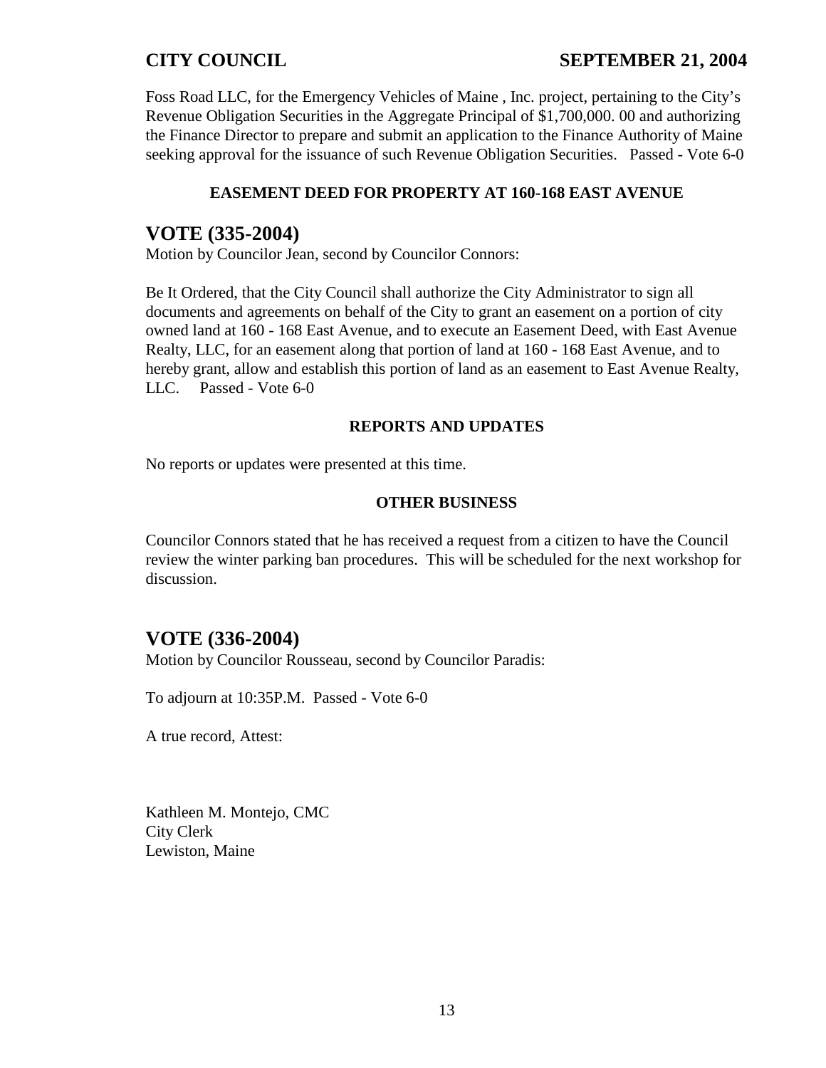Foss Road LLC, for the Emergency Vehicles of Maine , Inc. project, pertaining to the City's Revenue Obligation Securities in the Aggregate Principal of $1,700,000. 00 and authorizing the Finance Director to prepare and submit an application to the Finance Authority of Maine seeking approval for the issuance of such Revenue Obligation Securities. Passed - Vote 6-0

**EASEMENT DEED FOR PROPERTY AT 160-168 EAST AVENUE**

## VOTE (335-2004)

Motion by Councilor Jean, second by Councilor Connors:

Be It Ordered, that the City Council shall authorize the City Administrator to sign all documents and agreements on behalf of the City to grant an easement on a portion of city owned land at 160 - 168 East Avenue, and to execute an Easement Deed, with East Avenue Realty, LLC, for an easement along that portion of land at 160 - 168 East Avenue, and to hereby grant, allow and establish this portion of land as an easement to East Avenue Realty, LLC. Passed - Vote 6-0

**REPORTS AND UPDATES**

No reports or updates were presented at this time.

**OTHER BUSINESS**

Councilor Connors stated that he has received a request from a citizen to have the Council review the winter parking ban procedures. This will be scheduled for the next workshop for discussion.

## VOTE (336-2004)

Motion by Councilor Rousseau, second by Councilor Paradis:

To adjourn at 10:35P.M. Passed - Vote 6-0

A true record, Attest:

Kathleen M. Montejo, CMC
City Clerk
Lewiston, Maine